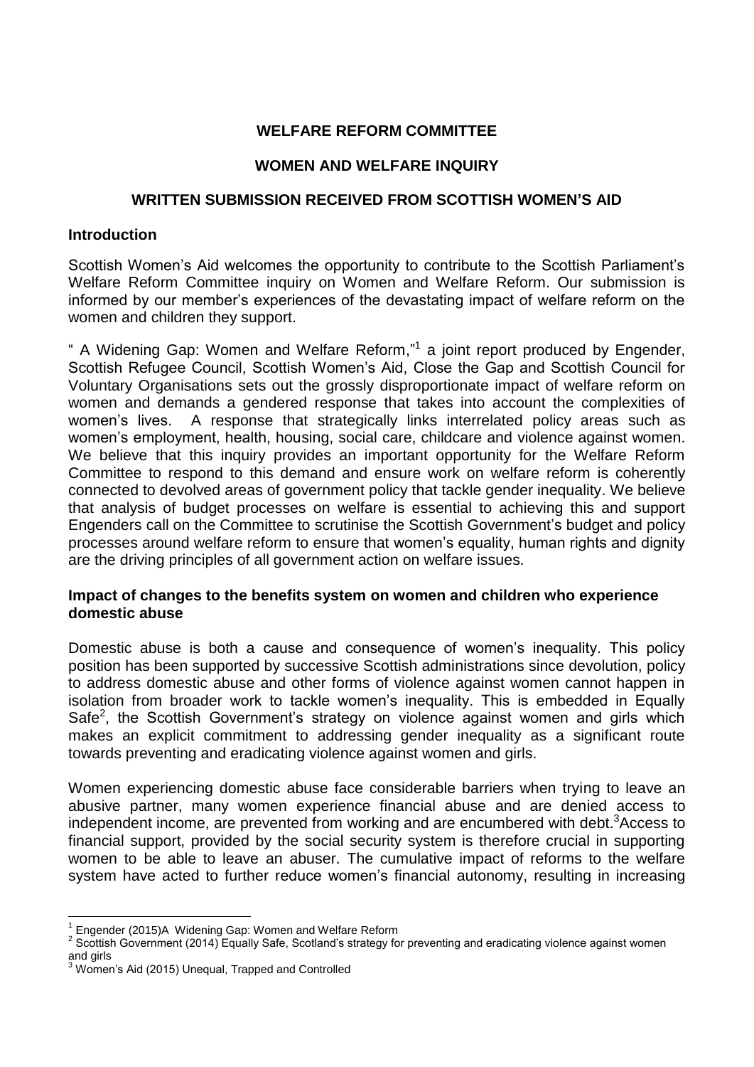**WELFARE REFORM COMMITTEE**

**WOMEN AND WELFARE INQUIRY**

**WRITTEN SUBMISSION RECEIVED FROM SCOTTISH WOMEN'S AID**

## Introduction

Scottish Women's Aid welcomes the opportunity to contribute to the Scottish Parliament's Welfare Reform Committee inquiry on Women and Welfare Reform. Our submission is informed by our member's experiences of the devastating impact of welfare reform on the women and children they support.

" A Widening Gap: Women and Welfare Reform,"[1] a joint report produced by Engender, Scottish Refugee Council, Scottish Women's Aid, Close the Gap and Scottish Council for Voluntary Organisations sets out the grossly disproportionate impact of welfare reform on women and demands a gendered response that takes into account the complexities of women's lives. A response that strategically links interrelated policy areas such as women's employment, health, housing, social care, childcare and violence against women. We believe that this inquiry provides an important opportunity for the Welfare Reform Committee to respond to this demand and ensure work on welfare reform is coherently connected to devolved areas of government policy that tackle gender inequality. We believe that analysis of budget processes on welfare is essential to achieving this and support Engenders call on the Committee to scrutinise the Scottish Government's budget and policy processes around welfare reform to ensure that women's equality, human rights and dignity are the driving principles of all government action on welfare issues.

## Impact of changes to the benefits system on women and children who experience domestic abuse

Domestic abuse is both a cause and consequence of women's inequality. This policy position has been supported by successive Scottish administrations since devolution, policy to address domestic abuse and other forms of violence against women cannot happen in isolation from broader work to tackle women's inequality. This is embedded in Equally Safe[2], the Scottish Government's strategy on violence against women and girls which makes an explicit commitment to addressing gender inequality as a significant route towards preventing and eradicating violence against women and girls.

Women experiencing domestic abuse face considerable barriers when trying to leave an abusive partner, many women experience financial abuse and are denied access to independent income, are prevented from working and are encumbered with debt.[3] Access to financial support, provided by the social security system is therefore crucial in supporting women to be able to leave an abuser. The cumulative impact of reforms to the welfare system have acted to further reduce women's financial autonomy, resulting in increasing

---

[1] Engender (2015)A Widening Gap: Women and Welfare Reform

[2] Scottish Government (2014) Equally Safe, Scotland's strategy for preventing and eradicating violence against women and girls

[3] Women's Aid (2015) Unequal, Trapped and Controlled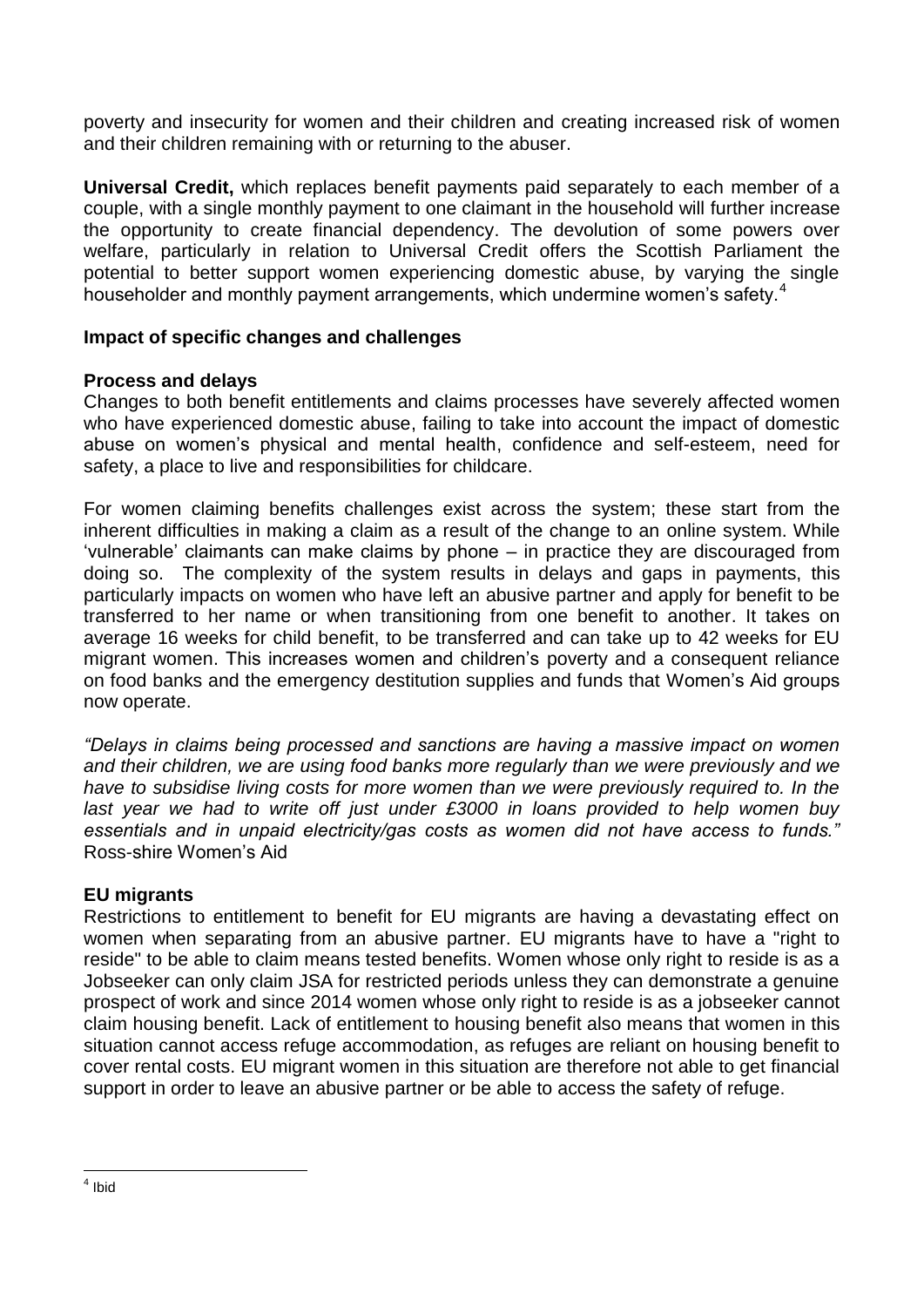poverty and insecurity for women and their children and creating increased risk of women and their children remaining with or returning to the abuser.

**Universal Credit,** which replaces benefit payments paid separately to each member of a couple, with a single monthly payment to one claimant in the household will further increase the opportunity to create financial dependency. The devolution of some powers over welfare, particularly in relation to Universal Credit offers the Scottish Parliament the potential to better support women experiencing domestic abuse, by varying the single householder and monthly payment arrangements, which undermine women's safety.[4]

### Impact of specific changes and challenges

#### Process and delays

Changes to both benefit entitlements and claims processes have severely affected women who have experienced domestic abuse, failing to take into account the impact of domestic abuse on women's physical and mental health, confidence and self-esteem, need for safety, a place to live and responsibilities for childcare.

For women claiming benefits challenges exist across the system; these start from the inherent difficulties in making a claim as a result of the change to an online system. While 'vulnerable' claimants can make claims by phone – in practice they are discouraged from doing so. The complexity of the system results in delays and gaps in payments, this particularly impacts on women who have left an abusive partner and apply for benefit to be transferred to her name or when transitioning from one benefit to another. It takes on average 16 weeks for child benefit, to be transferred and can take up to 42 weeks for EU migrant women. This increases women and children's poverty and a consequent reliance on food banks and the emergency destitution supplies and funds that Women's Aid groups now operate.

*"Delays in claims being processed and sanctions are having a massive impact on women and their children, we are using food banks more regularly than we were previously and we have to subsidise living costs for more women than we were previously required to. In the last year we had to write off just under £3000 in loans provided to help women buy essentials and in unpaid electricity/gas costs as women did not have access to funds."* Ross-shire Women's Aid

#### EU migrants

Restrictions to entitlement to benefit for EU migrants are having a devastating effect on women when separating from an abusive partner. EU migrants have to have a "right to reside" to be able to claim means tested benefits. Women whose only right to reside is as a Jobseeker can only claim JSA for restricted periods unless they can demonstrate a genuine prospect of work and since 2014 women whose only right to reside is as a jobseeker cannot claim housing benefit. Lack of entitlement to housing benefit also means that women in this situation cannot access refuge accommodation, as refuges are reliant on housing benefit to cover rental costs. EU migrant women in this situation are therefore not able to get financial support in order to leave an abusive partner or be able to access the safety of refuge.

---

[4] Ibid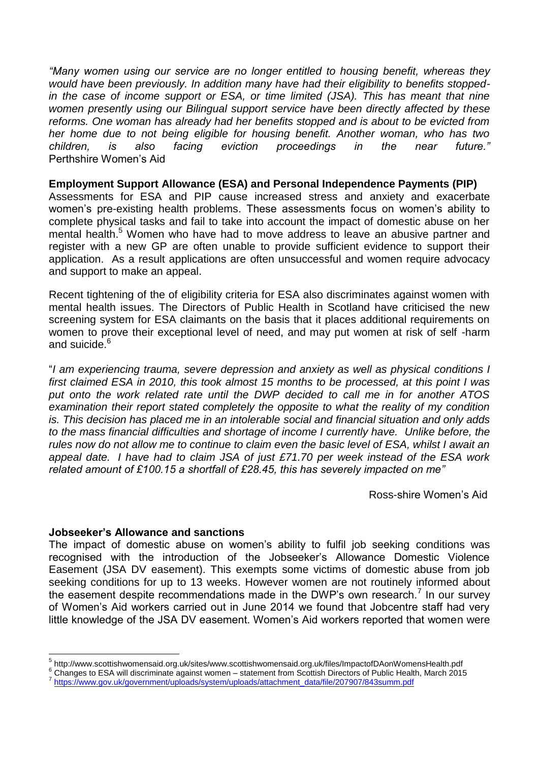*"Many women using our service are no longer entitled to housing benefit, whereas they would have been previously. In addition many have had their eligibility to benefits stopped- in the case of income support or ESA, or time limited (JSA). This has meant that nine women presently using our Bilingual support service have been directly affected by these reforms. One woman has already had her benefits stopped and is about to be evicted from her home due to not being eligible for housing benefit. Another woman, who has two children, is also facing eviction proceedings in the near future."*
Perthshire Women's Aid

**Employment Support Allowance (ESA) and Personal Independence Payments (PIP)**

Assessments for ESA and PIP cause increased stress and anxiety and exacerbate women's pre-existing health problems. These assessments focus on women's ability to complete physical tasks and fail to take into account the impact of domestic abuse on her mental health.[5] Women who have had to move address to leave an abusive partner and register with a new GP are often unable to provide sufficient evidence to support their application. As a result applications are often unsuccessful and women require advocacy and support to make an appeal.

Recent tightening of the of eligibility criteria for ESA also discriminates against women with mental health issues. The Directors of Public Health in Scotland have criticised the new screening system for ESA claimants on the basis that it places additional requirements on women to prove their exceptional level of need, and may put women at risk of self -harm and suicide.[6]

"*I am experiencing trauma, severe depression and anxiety as well as physical conditions I first claimed ESA in 2010, this took almost 15 months to be processed, at this point I was put onto the work related rate until the DWP decided to call me in for another ATOS examination their report stated completely the opposite to what the reality of my condition is. This decision has placed me in an intolerable social and financial situation and only adds to the mass financial difficulties and shortage of income I currently have. Unlike before, the rules now do not allow me to continue to claim even the basic level of ESA, whilst I await an appeal date. I have had to claim JSA of just £71.70 per week instead of the ESA work related amount of £100.15 a shortfall of £28.45, this has severely impacted on me"*

Ross-shire Women's Aid

**Jobseeker's Allowance and sanctions**

The impact of domestic abuse on women's ability to fulfil job seeking conditions was recognised with the introduction of the Jobseeker's Allowance Domestic Violence Easement (JSA DV easement). This exempts some victims of domestic abuse from job seeking conditions for up to 13 weeks. However women are not routinely informed about the easement despite recommendations made in the DWP's own research.[7] In our survey of Women's Aid workers carried out in June 2014 we found that Jobcentre staff had very little knowledge of the JSA DV easement. Women's Aid workers reported that women were

[5] http://www.scottishwomensaid.org.uk/sites/www.scottishwomensaid.org.uk/files/ImpactofDAonWomensHealth.pdf
[6] Changes to ESA will discriminate against women – statement from Scottish Directors of Public Health, March 2015
[7] https://www.gov.uk/government/uploads/system/uploads/attachment_data/file/207907/843summ.pdf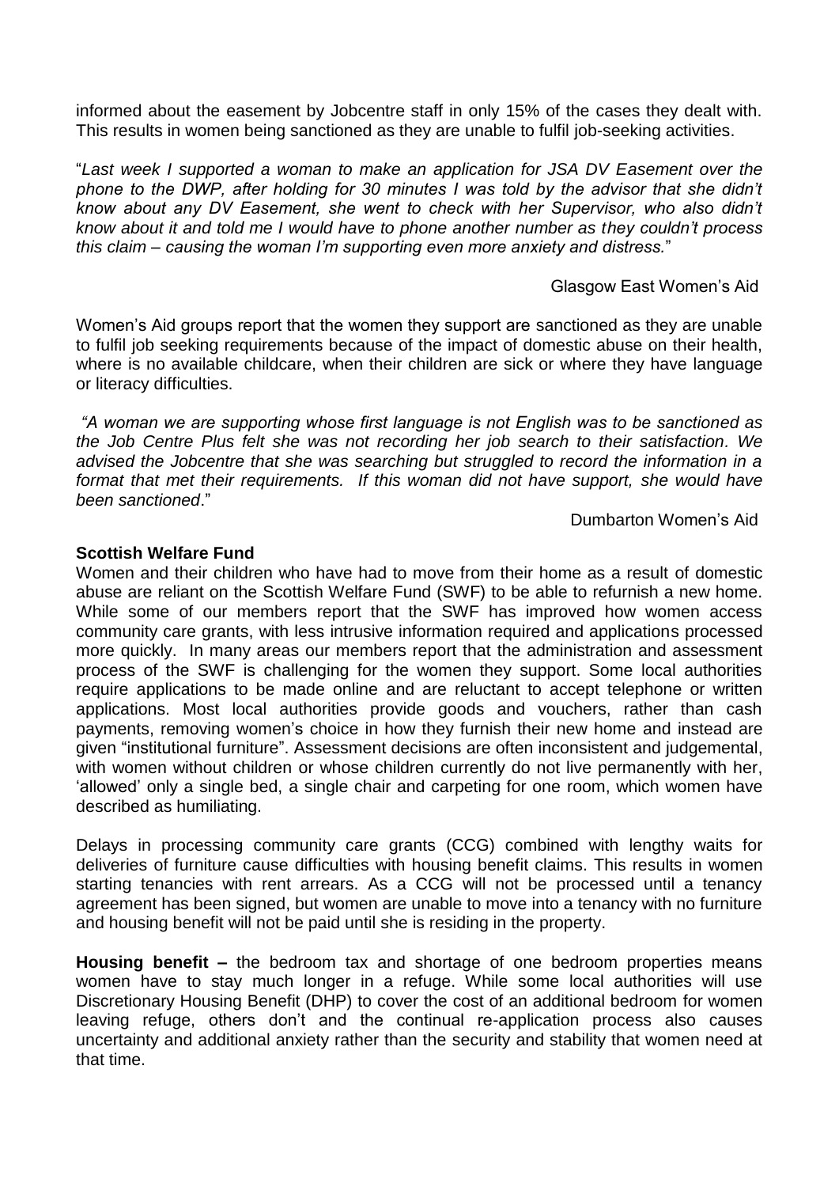informed about the easement by Jobcentre staff in only 15% of the cases they dealt with. This results in women being sanctioned as they are unable to fulfil job-seeking activities.

"*Last week I supported a woman to make an application for JSA DV Easement over the phone to the DWP, after holding for 30 minutes I was told by the advisor that she didn't know about any DV Easement, she went to check with her Supervisor, who also didn't know about it and told me I would have to phone another number as they couldn't process this claim – causing the woman I'm supporting even more anxiety and distress.*"

Glasgow East Women's Aid

Women's Aid groups report that the women they support are sanctioned as they are unable to fulfil job seeking requirements because of the impact of domestic abuse on their health, where is no available childcare, when their children are sick or where they have language or literacy difficulties.

*"A woman we are supporting whose first language is not English was to be sanctioned as the Job Centre Plus felt she was not recording her job search to their satisfaction. We advised the Jobcentre that she was searching but struggled to record the information in a format that met their requirements. If this woman did not have support, she would have been sanctioned*."

Dumbarton Women's Aid

**Scottish Welfare Fund**

Women and their children who have had to move from their home as a result of domestic abuse are reliant on the Scottish Welfare Fund (SWF) to be able to refurnish a new home. While some of our members report that the SWF has improved how women access community care grants, with less intrusive information required and applications processed more quickly. In many areas our members report that the administration and assessment process of the SWF is challenging for the women they support. Some local authorities require applications to be made online and are reluctant to accept telephone or written applications. Most local authorities provide goods and vouchers, rather than cash payments, removing women's choice in how they furnish their new home and instead are given "institutional furniture". Assessment decisions are often inconsistent and judgemental, with women without children or whose children currently do not live permanently with her, 'allowed' only a single bed, a single chair and carpeting for one room, which women have described as humiliating.

Delays in processing community care grants (CCG) combined with lengthy waits for deliveries of furniture cause difficulties with housing benefit claims. This results in women starting tenancies with rent arrears. As a CCG will not be processed until a tenancy agreement has been signed, but women are unable to move into a tenancy with no furniture and housing benefit will not be paid until she is residing in the property.

**Housing benefit –** the bedroom tax and shortage of one bedroom properties means women have to stay much longer in a refuge. While some local authorities will use Discretionary Housing Benefit (DHP) to cover the cost of an additional bedroom for women leaving refuge, others don't and the continual re-application process also causes uncertainty and additional anxiety rather than the security and stability that women need at that time.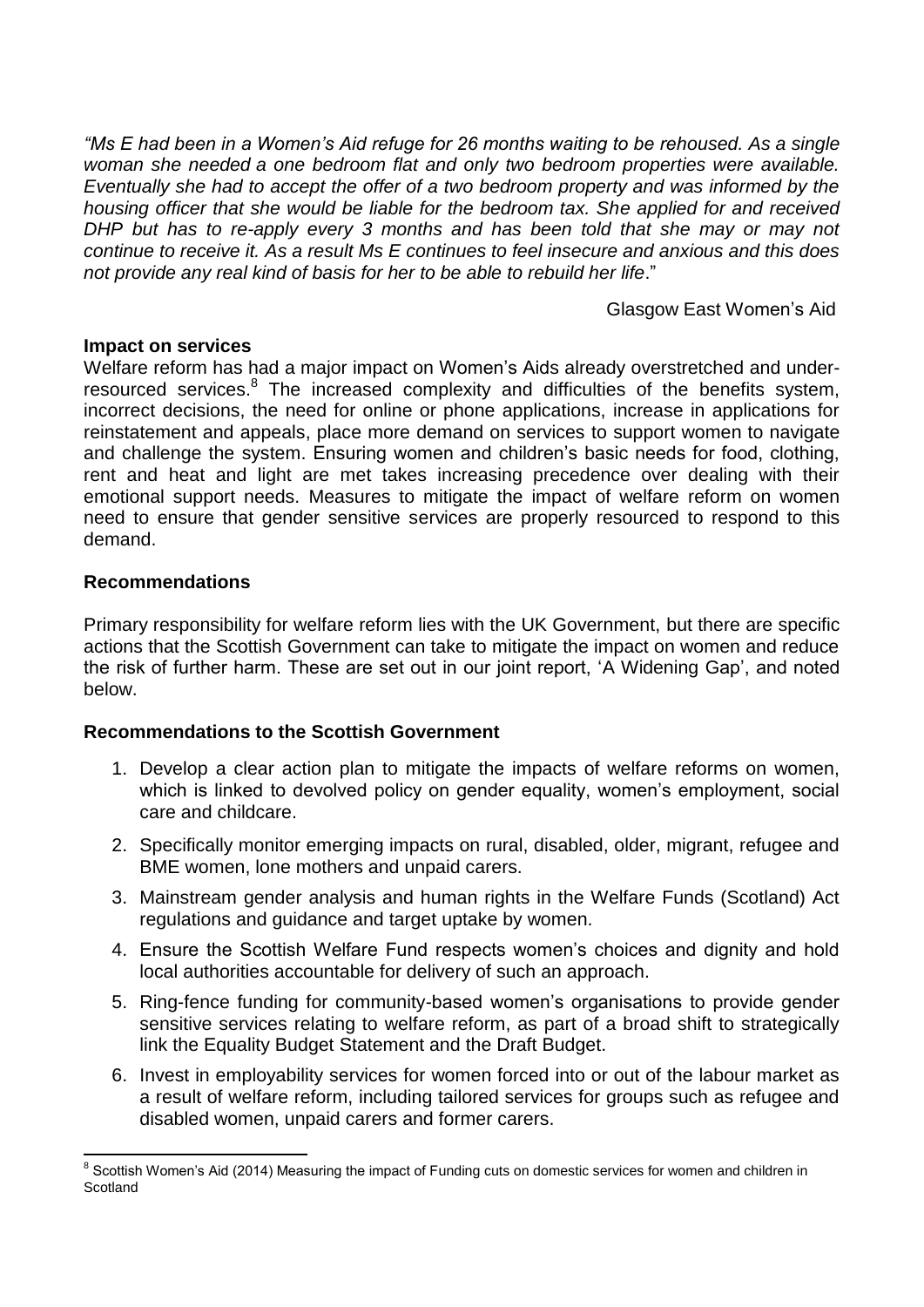*"Ms E had been in a Women's Aid refuge for 26 months waiting to be rehoused. As a single woman she needed a one bedroom flat and only two bedroom properties were available. Eventually she had to accept the offer of a two bedroom property and was informed by the housing officer that she would be liable for the bedroom tax. She applied for and received DHP but has to re-apply every 3 months and has been told that she may or may not continue to receive it. As a result Ms E continues to feel insecure and anxious and this does not provide any real kind of basis for her to be able to rebuild her life*."

Glasgow East Women's Aid

**Impact on services**

Welfare reform has had a major impact on Women's Aids already overstretched and under-resourced services.[8] The increased complexity and difficulties of the benefits system, incorrect decisions, the need for online or phone applications, increase in applications for reinstatement and appeals, place more demand on services to support women to navigate and challenge the system. Ensuring women and children's basic needs for food, clothing, rent and heat and light are met takes increasing precedence over dealing with their emotional support needs. Measures to mitigate the impact of welfare reform on women need to ensure that gender sensitive services are properly resourced to respond to this demand.

**Recommendations**

Primary responsibility for welfare reform lies with the UK Government, but there are specific actions that the Scottish Government can take to mitigate the impact on women and reduce the risk of further harm. These are set out in our joint report, 'A Widening Gap', and noted below.

**Recommendations to the Scottish Government**

1. Develop a clear action plan to mitigate the impacts of welfare reforms on women, which is linked to devolved policy on gender equality, women's employment, social care and childcare.
2. Specifically monitor emerging impacts on rural, disabled, older, migrant, refugee and BME women, lone mothers and unpaid carers.
3. Mainstream gender analysis and human rights in the Welfare Funds (Scotland) Act regulations and guidance and target uptake by women.
4. Ensure the Scottish Welfare Fund respects women's choices and dignity and hold local authorities accountable for delivery of such an approach.
5. Ring-fence funding for community-based women's organisations to provide gender sensitive services relating to welfare reform, as part of a broad shift to strategically link the Equality Budget Statement and the Draft Budget.
6. Invest in employability services for women forced into or out of the labour market as a result of welfare reform, including tailored services for groups such as refugee and disabled women, unpaid carers and former carers.

[8] Scottish Women's Aid (2014) Measuring the impact of Funding cuts on domestic services for women and children in Scotland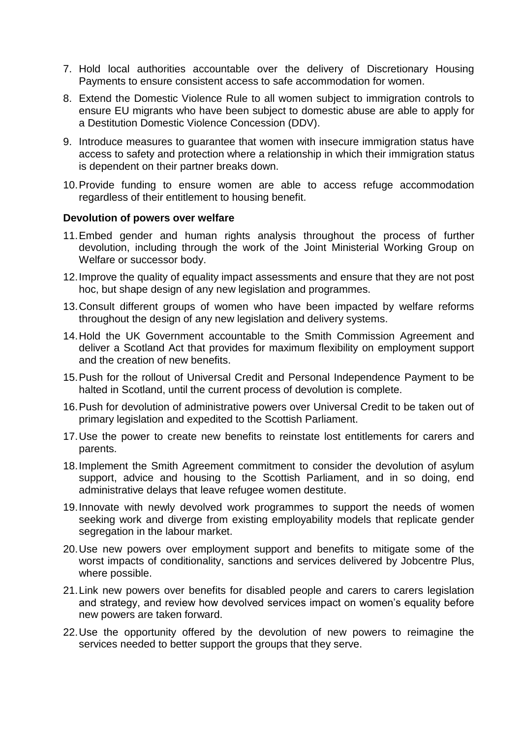7. Hold local authorities accountable over the delivery of Discretionary Housing Payments to ensure consistent access to safe accommodation for women.
8. Extend the Domestic Violence Rule to all women subject to immigration controls to ensure EU migrants who have been subject to domestic abuse are able to apply for a Destitution Domestic Violence Concession (DDV).
9. Introduce measures to guarantee that women with insecure immigration status have access to safety and protection where a relationship in which their immigration status is dependent on their partner breaks down.
10. Provide funding to ensure women are able to access refuge accommodation regardless of their entitlement to housing benefit.

**Devolution of powers over welfare**

11. Embed gender and human rights analysis throughout the process of further devolution, including through the work of the Joint Ministerial Working Group on Welfare or successor body.
12. Improve the quality of equality impact assessments and ensure that they are not post hoc, but shape design of any new legislation and programmes.
13. Consult different groups of women who have been impacted by welfare reforms throughout the design of any new legislation and delivery systems.
14. Hold the UK Government accountable to the Smith Commission Agreement and deliver a Scotland Act that provides for maximum flexibility on employment support and the creation of new benefits.
15. Push for the rollout of Universal Credit and Personal Independence Payment to be halted in Scotland, until the current process of devolution is complete.
16. Push for devolution of administrative powers over Universal Credit to be taken out of primary legislation and expedited to the Scottish Parliament.
17. Use the power to create new benefits to reinstate lost entitlements for carers and parents.
18. Implement the Smith Agreement commitment to consider the devolution of asylum support, advice and housing to the Scottish Parliament, and in so doing, end administrative delays that leave refugee women destitute.
19. Innovate with newly devolved work programmes to support the needs of women seeking work and diverge from existing employability models that replicate gender segregation in the labour market.
20. Use new powers over employment support and benefits to mitigate some of the worst impacts of conditionality, sanctions and services delivered by Jobcentre Plus, where possible.
21. Link new powers over benefits for disabled people and carers to carers legislation and strategy, and review how devolved services impact on women's equality before new powers are taken forward.
22. Use the opportunity offered by the devolution of new powers to reimagine the services needed to better support the groups that they serve.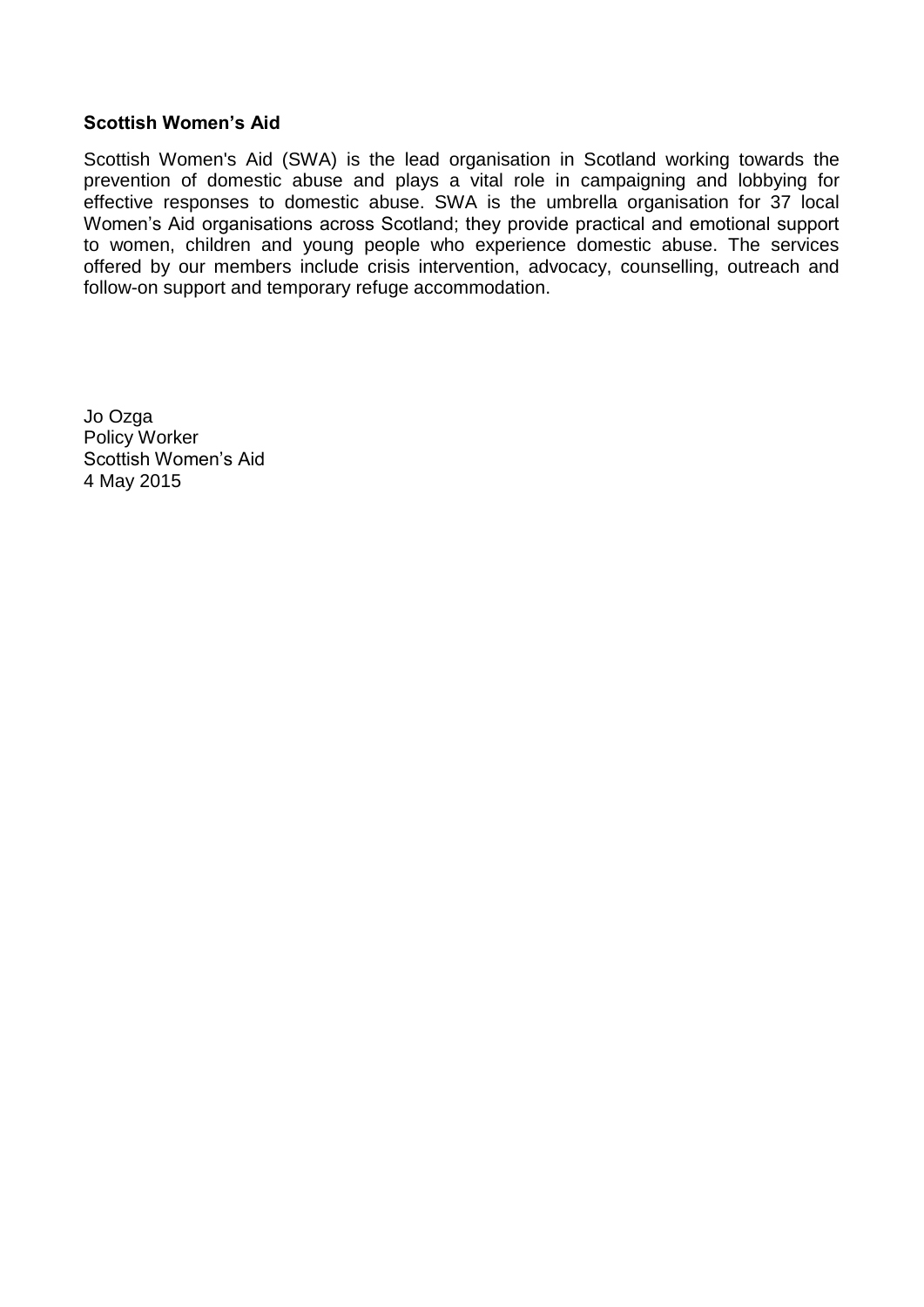**Scottish Women's Aid**

Scottish Women's Aid (SWA) is the lead organisation in Scotland working towards the prevention of domestic abuse and plays a vital role in campaigning and lobbying for effective responses to domestic abuse. SWA is the umbrella organisation for 37 local Women's Aid organisations across Scotland; they provide practical and emotional support to women, children and young people who experience domestic abuse. The services offered by our members include crisis intervention, advocacy, counselling, outreach and follow-on support and temporary refuge accommodation.

Jo Ozga
Policy Worker
Scottish Women's Aid
4 May 2015